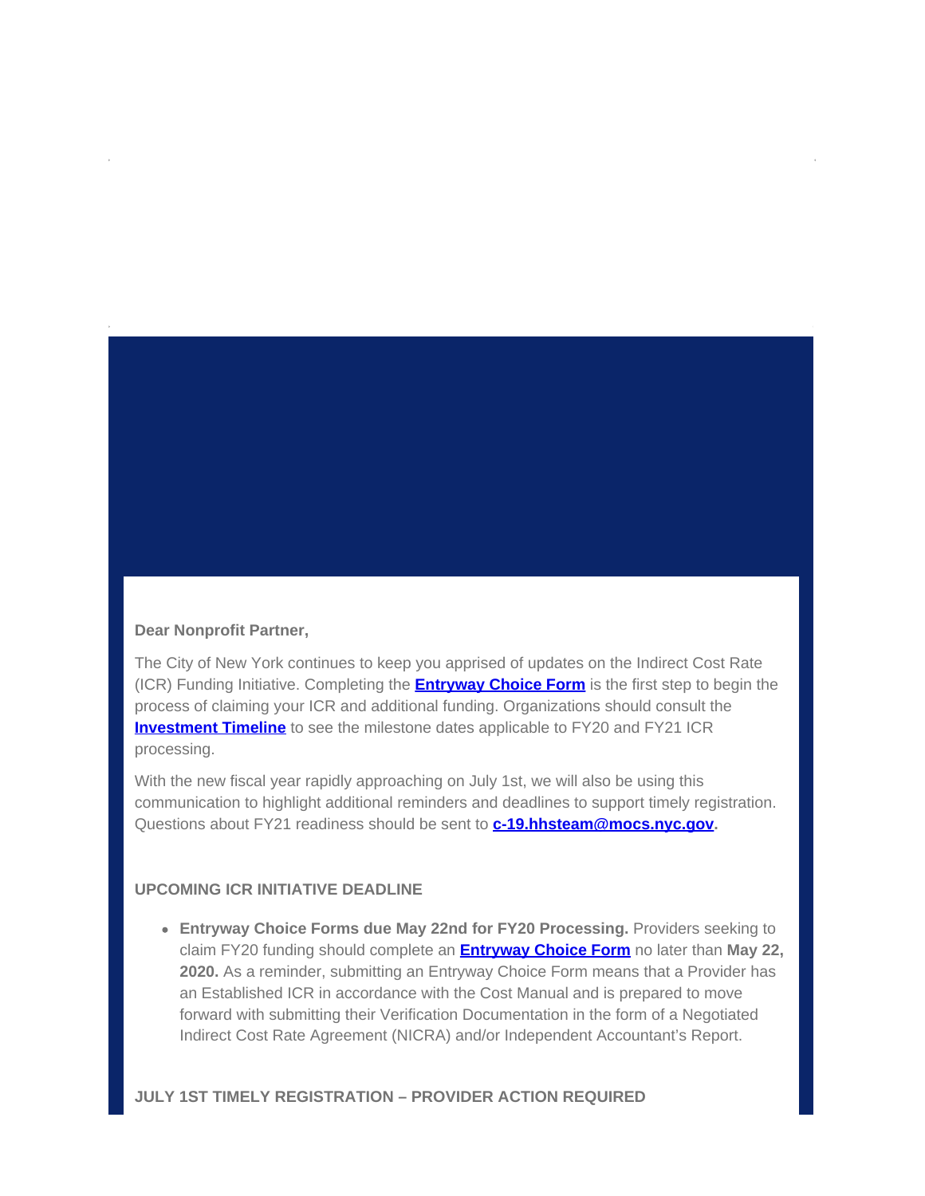**Dear Nonprofit Partner,**

The City of New York continues to keep you apprised of updates on the Indirect Cost Rate (ICR) Funding Initiative. Completing the **Entryway Choice Form** is the first step to begin the process of claiming your ICR and additional funding. Organizations should consult the **Investment Timeline** to see the milestone dates applicable to FY20 and FY21 ICR processing.

With the new fiscal year rapidly approaching on July 1st, we will also be using this communication to highlight additional reminders and deadlines to support timely registration. Questions about FY21 readiness should be sent to **c-19.hhsteam@mocs.nyc.gov.**

**UPCOMING ICR INITIATIVE DEADLINE**

- **Entryway Choice Forms due May 22nd for FY20 Processing.** Providers seeking to claim FY20 funding should complete an **Entryway Choice Form** no later than **May 22, 2020.** As a reminder, submitting an Entryway Choice Form means that a Provider has an Established ICR in accordance with the Cost Manual and is prepared to move forward with submitting their Verification Documentation in the form of a Negotiated Indirect Cost Rate Agreement (NICRA) and/or Independent Accountant's Report.

**JULY 1ST TIMELY REGISTRATION – PROVIDER ACTION REQUIRED**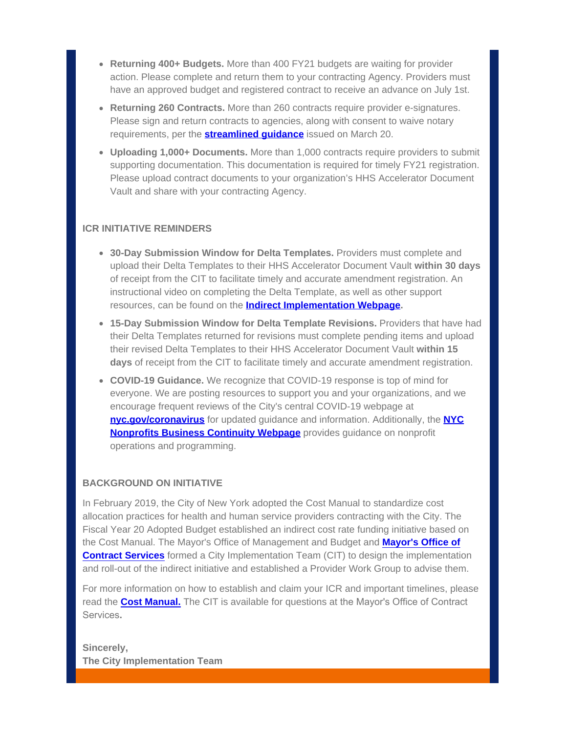- **Returning 400+ Budgets.** More than 400 FY21 budgets are waiting for provider action. Please complete and return them to your contracting Agency. Providers must have an approved budget and registered contract to receive an advance on July 1st.
- **Returning 260 Contracts.** More than 260 contracts require provider e-signatures. Please sign and return contracts to agencies, along with consent to waive notary requirements, per the **streamlined guidance** issued on March 20.
- **Uploading 1,000+ Documents.** More than 1,000 contracts require providers to submit supporting documentation. This documentation is required for timely FY21 registration. Please upload contract documents to your organization's HHS Accelerator Document Vault and share with your contracting Agency.

**ICR INITIATIVE REMINDERS**

- **30-Day Submission Window for Delta Templates.** Providers must complete and upload their Delta Templates to their HHS Accelerator Document Vault **within 30 days** of receipt from the CIT to facilitate timely and accurate amendment registration. An instructional video on completing the Delta Template, as well as other support resources, can be found on the **Indirect Implementation Webpage.**
- **15-Day Submission Window for Delta Template Revisions.** Providers that have had their Delta Templates returned for revisions must complete pending items and upload their revised Delta Templates to their HHS Accelerator Document Vault **within 15 days** of receipt from the CIT to facilitate timely and accurate amendment registration.
- **COVID-19 Guidance.** We recognize that COVID-19 response is top of mind for everyone. We are posting resources to support you and your organizations, and we encourage frequent reviews of the City's central COVID-19 webpage at **nyc.gov/coronavirus** for updated guidance and information. Additionally, the **NYC Nonprofits Business Continuity Webpage** provides guidance on nonprofit operations and programming.

**BACKGROUND ON INITIATIVE**

In February 2019, the City of New York adopted the Cost Manual to standardize cost allocation practices for health and human service providers contracting with the City. The Fiscal Year 20 Adopted Budget established an indirect cost rate funding initiative based on the Cost Manual. The Mayor's Office of Management and Budget and **Mayor's Office of Contract Services** formed a City Implementation Team (CIT) to design the implementation and roll-out of the indirect initiative and established a Provider Work Group to advise them.

For more information on how to establish and claim your ICR and important timelines, please read the **Cost Manual.** The CIT is available for questions at the Mayor's Office of Contract Services**.**

**Sincerely,**
**The City Implementation Team**